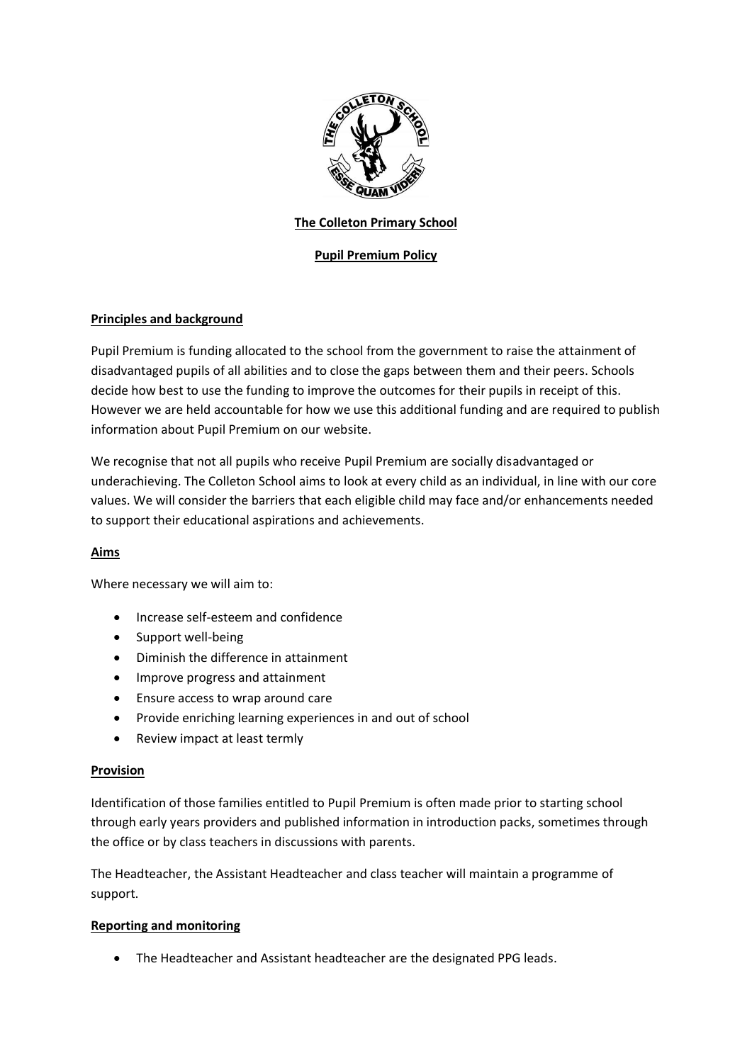# The Colleton Primary School

## Pupil Premium Policy

### Principles and background

Pupil Premium is funding allocated to the school from the government to raise the attainment of disadvantaged pupils of all abilities and to close the gaps between them and their peers. Schools decide how best to use the funding to improve the outcomes for their pupils in receipt of this. However we are held accountable for how we use this additional funding and are required to publish information about Pupil Premium on our website.

We recognise that not all pupils who receive Pupil Premium are socially disadvantaged or underachieving. The Colleton School aims to look at every child as an individual, in line with our core values. We will consider the barriers that each eligible child may face and/or enhancements needed to support their educational aspirations and achievements.

### Aims

Where necessary we will aim to:

- Increase self-esteem and confidence
- Support well-being
- Diminish the difference in attainment
- Improve progress and attainment
- Ensure access to wrap around care
- Provide enriching learning experiences in and out of school
- Review impact at least termly

### Provision

Identification of those families entitled to Pupil Premium is often made prior to starting school through early years providers and published information in introduction packs, sometimes through the office or by class teachers in discussions with parents.

The Headteacher, the Assistant Headteacher and class teacher will maintain a programme of support.

### Reporting and monitoring

- The Headteacher and Assistant headteacher are the designated PPG leads.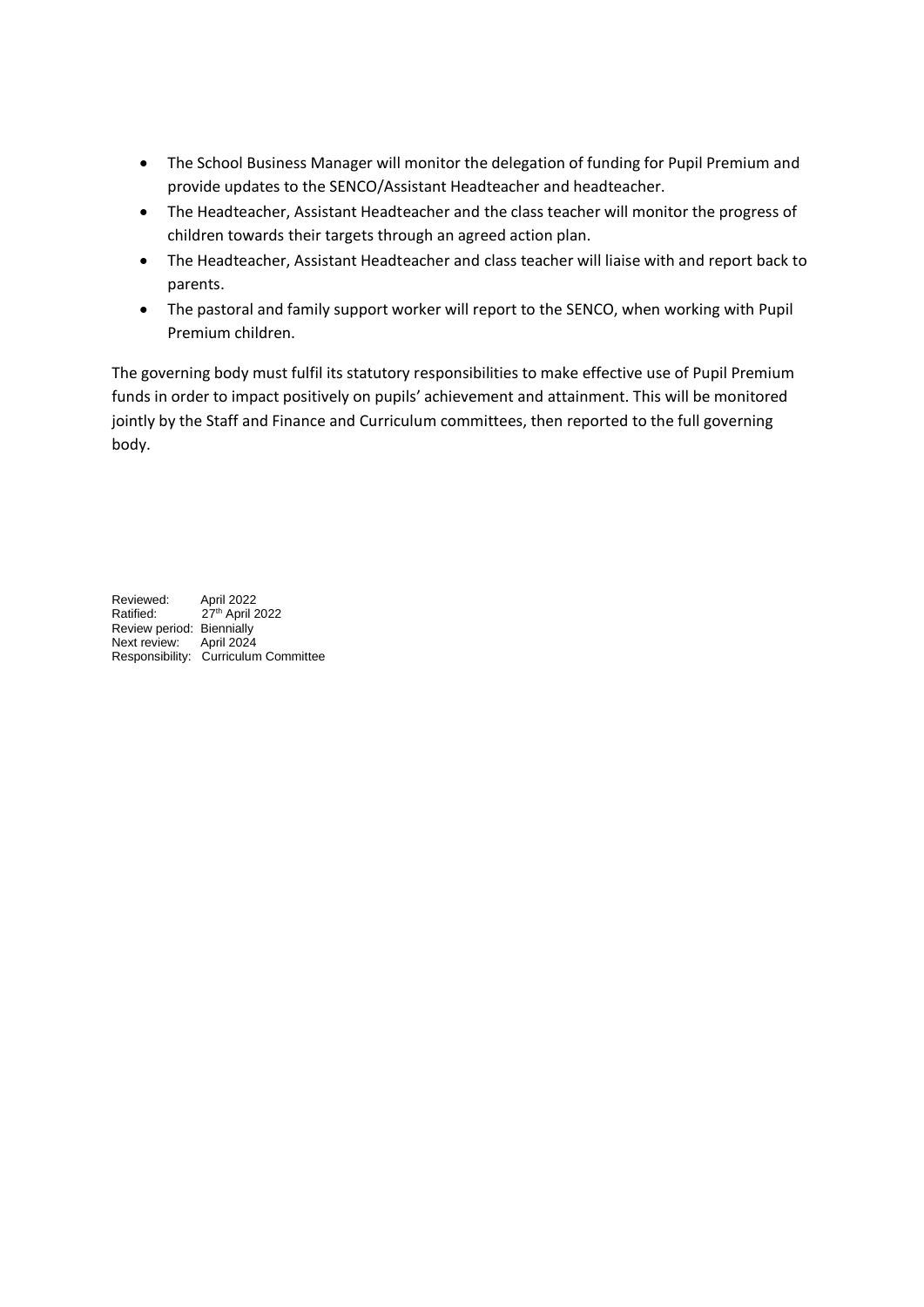- The School Business Manager will monitor the delegation of funding for Pupil Premium and provide updates to the SENCO/Assistant Headteacher and headteacher.
- The Headteacher, Assistant Headteacher and the class teacher will monitor the progress of children towards their targets through an agreed action plan.
- The Headteacher, Assistant Headteacher and class teacher will liaise with and report back to parents.
- The pastoral and family support worker will report to the SENCO, when working with Pupil Premium children.

The governing body must fulfil its statutory responsibilities to make effective use of Pupil Premium funds in order to impact positively on pupils' achievement and attainment. This will be monitored jointly by the Staff and Finance and Curriculum committees, then reported to the full governing body.

Reviewed: April 2022
Ratified: 27th April 2022
Review period: Biennially
Next review: April 2024
Responsibility: Curriculum Committee